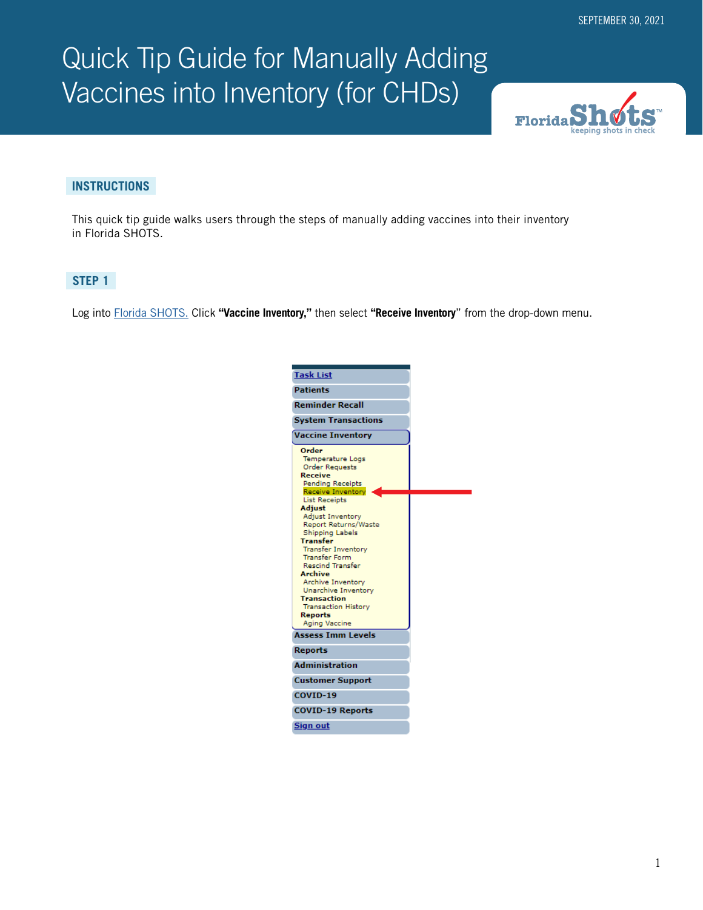SEPTEMBER 30, 2021

# Quick Tip Guide for Manually Adding Vaccines into Inventory (for CHDs)

## INSTRUCTIONS

This quick tip guide walks users through the steps of manually adding vaccines into their inventory in Florida SHOTS.

## STEP 1

Log into Florida SHOTS. Click **"Vaccine Inventory,"** then select **"Receive Inventory"** from the drop-down menu.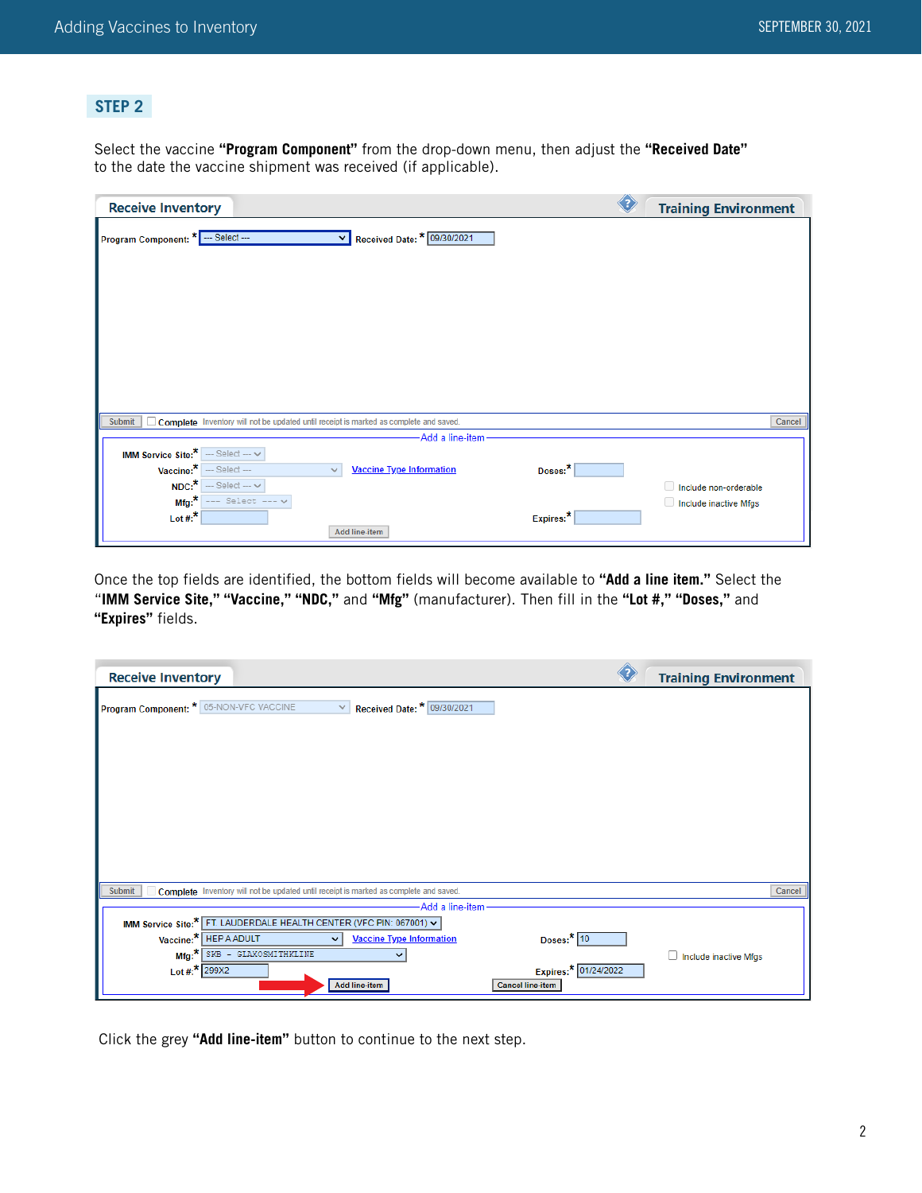## STEP 2

Select the vaccine **"Program Component"** from the drop-down menu, then adjust the **"Received Date"** to the date the vaccine shipment was received (if applicable).

Once the top fields are identified, the bottom fields will become available to **"Add a line item."** Select the **"IMM Service Site," "Vaccine," "NDC,"** and **"Mfg"** (manufacturer). Then fill in the **"Lot #," "Doses,"** and **"Expires"** fields.

Click the grey **"Add line-item"** button to continue to the next step.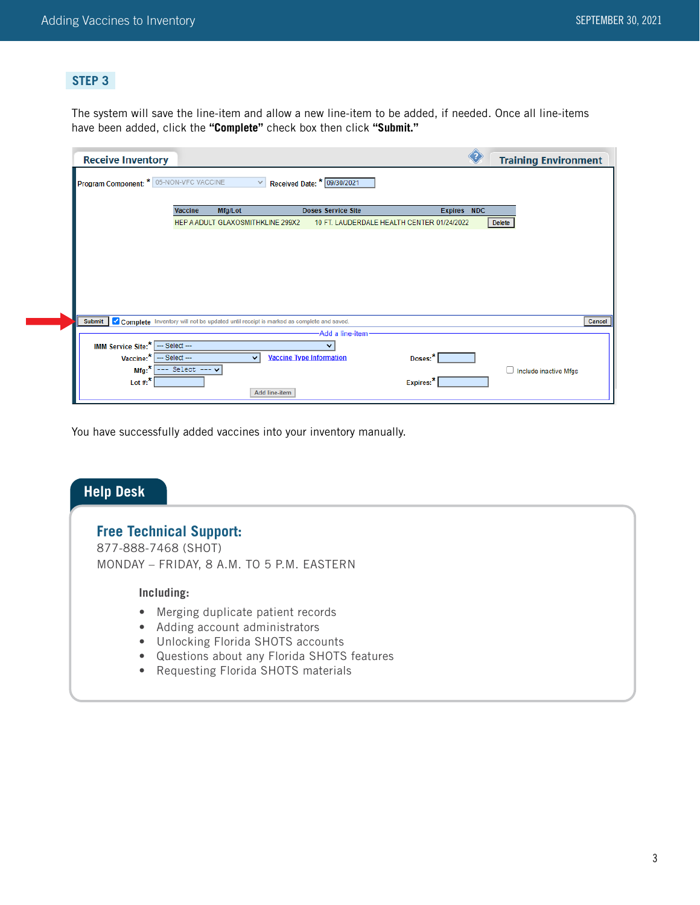## STEP 3

The system will save the line-item and allow a new line-item to be added, if needed. Once all line-items have been added, click the **"Complete"** check box then click **"Submit."**

You have successfully added vaccines into your inventory manually.

## Help Desk

### Free Technical Support:

877-888-7468 (SHOT)

MONDAY – FRIDAY, 8 A.M. TO 5 P.M. EASTERN

**Including:**

- Merging duplicate patient records
- Adding account administrators
- Unlocking Florida SHOTS accounts
- Questions about any Florida SHOTS features
- Requesting Florida SHOTS materials